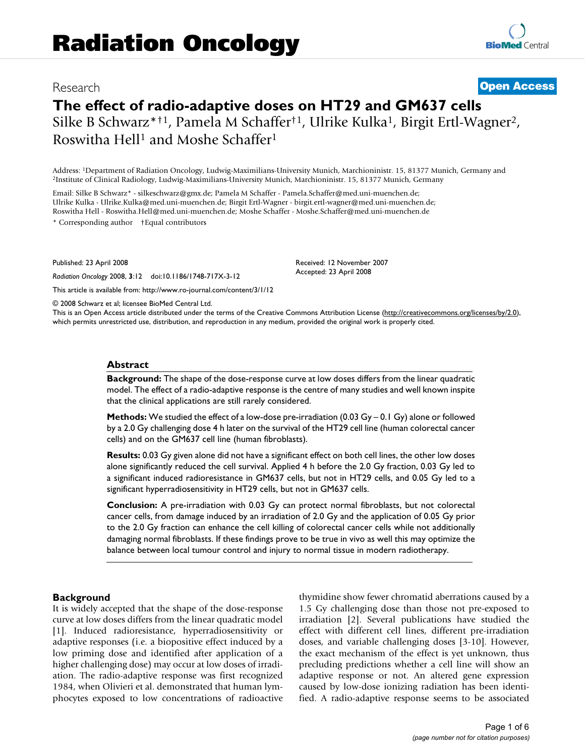Research **Open Access**

# The effect of radio-adaptive doses on HT29 and GM637 cells

Silke B Schwarz*†[1], Pamela M Schaffer†[1], Ulrike Kulka[1], Birgit Ertl-Wagner[2], Roswitha Hell[1] and Moshe Schaffer[1]

Address: [1]Department of Radiation Oncology, Ludwig-Maximilians-University Munich, Marchioninistr. 15, 81377 Munich, Germany and [2]Institute of Clinical Radiology, Ludwig-Maximilians-University Munich, Marchioninistr. 15, 81377 Munich, Germany

Email: Silke B Schwarz* - silkeschwarz@gmx.de; Pamela M Schaffer - Pamela.Schaffer@med.uni-muenchen.de; Ulrike Kulka - Ulrike.Kulka@med.uni-muenchen.de; Birgit Ertl-Wagner - birgit.ertl-wagner@med.uni-muenchen.de; Roswitha Hell - Roswitha.Hell@med.uni-muenchen.de; Moshe Schaffer - Moshe.Schaffer@med.uni-muenchen.de

\* Corresponding author †Equal contributors

Published: 23 April 2008

*Radiation Oncology* 2008, **3**:12 doi:10.1186/1748-717X-3-12

Received: 12 November 2007
Accepted: 23 April 2008

This article is available from: http://www.ro-journal.com/content/3/1/12

© 2008 Schwarz et al; licensee BioMed Central Ltd.
This is an Open Access article distributed under the terms of the Creative Commons Attribution License (http://creativecommons.org/licenses/by/2.0), which permits unrestricted use, distribution, and reproduction in any medium, provided the original work is properly cited.

## Abstract

**Background:** The shape of the dose-response curve at low doses differs from the linear quadratic model. The effect of a radio-adaptive response is the centre of many studies and well known inspite that the clinical applications are still rarely considered.

**Methods:** We studied the effect of a low-dose pre-irradiation (0.03 Gy – 0.1 Gy) alone or followed by a 2.0 Gy challenging dose 4 h later on the survival of the HT29 cell line (human colorectal cancer cells) and on the GM637 cell line (human fibroblasts).

**Results:** 0.03 Gy given alone did not have a significant effect on both cell lines, the other low doses alone significantly reduced the cell survival. Applied 4 h before the 2.0 Gy fraction, 0.03 Gy led to a significant induced radioresistance in GM637 cells, but not in HT29 cells, and 0.05 Gy led to a significant hyperradiosensitivity in HT29 cells, but not in GM637 cells.

**Conclusion:** A pre-irradiation with 0.03 Gy can protect normal fibroblasts, but not colorectal cancer cells, from damage induced by an irradiation of 2.0 Gy and the application of 0.05 Gy prior to the 2.0 Gy fraction can enhance the cell killing of colorectal cancer cells while not additionally damaging normal fibroblasts. If these findings prove to be true in vivo as well this may optimize the balance between local tumour control and injury to normal tissue in modern radiotherapy.

## Background

It is widely accepted that the shape of the dose-response curve at low doses differs from the linear quadratic model [1]. Induced radioresistance, hyperradiosensitivity or adaptive responses (i.e. a biopositive effect induced by a low priming dose and identified after application of a higher challenging dose) may occur at low doses of irradiation. The radio-adaptive response was first recognized 1984, when Olivieri et al. demonstrated that human lymphocytes exposed to low concentrations of radioactive thymidine show fewer chromatid aberrations caused by a 1.5 Gy challenging dose than those not pre-exposed to irradiation [2]. Several publications have studied the effect with different cell lines, different pre-irradiation doses, and variable challenging doses [3-10]. However, the exact mechanism of the effect is yet unknown, thus precluding predictions whether a cell line will show an adaptive response or not. An altered gene expression caused by low-dose ionizing radiation has been identified. A radio-adaptive response seems to be associated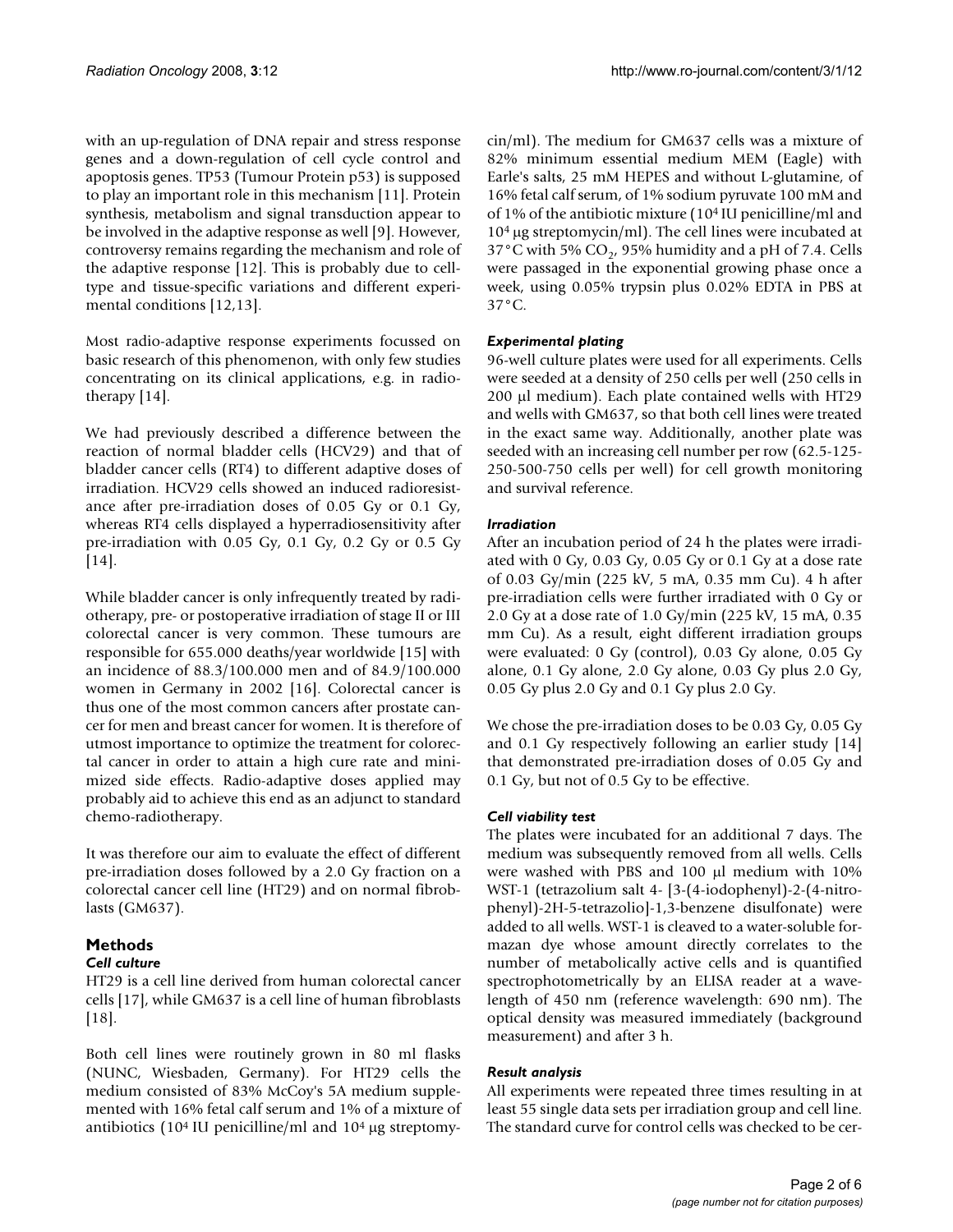with an up-regulation of DNA repair and stress response genes and a down-regulation of cell cycle control and apoptosis genes. TP53 (Tumour Protein p53) is supposed to play an important role in this mechanism [11]. Protein synthesis, metabolism and signal transduction appear to be involved in the adaptive response as well [9]. However, controversy remains regarding the mechanism and role of the adaptive response [12]. This is probably due to cell-type and tissue-specific variations and different experimental conditions [12,13].

Most radio-adaptive response experiments focussed on basic research of this phenomenon, with only few studies concentrating on its clinical applications, e.g. in radiotherapy [14].

We had previously described a difference between the reaction of normal bladder cells (HCV29) and that of bladder cancer cells (RT4) to different adaptive doses of irradiation. HCV29 cells showed an induced radioresistance after pre-irradiation doses of 0.05 Gy or 0.1 Gy, whereas RT4 cells displayed a hyperradiosensitivity after pre-irradiation with 0.05 Gy, 0.1 Gy, 0.2 Gy or 0.5 Gy [14].

While bladder cancer is only infrequently treated by radiotherapy, pre- or postoperative irradiation of stage II or III colorectal cancer is very common. These tumours are responsible for 655.000 deaths/year worldwide [15] with an incidence of 88.3/100.000 men and of 84.9/100.000 women in Germany in 2002 [16]. Colorectal cancer is thus one of the most common cancers after prostate cancer for men and breast cancer for women. It is therefore of utmost importance to optimize the treatment for colorectal cancer in order to attain a high cure rate and minimized side effects. Radio-adaptive doses applied may probably aid to achieve this end as an adjunct to standard chemo-radiotherapy.

It was therefore our aim to evaluate the effect of different pre-irradiation doses followed by a 2.0 Gy fraction on a colorectal cancer cell line (HT29) and on normal fibroblasts (GM637).

## Methods

### *Cell culture*

HT29 is a cell line derived from human colorectal cancer cells [17], while GM637 is a cell line of human fibroblasts [18].

Both cell lines were routinely grown in 80 ml flasks (NUNC, Wiesbaden, Germany). For HT29 cells the medium consisted of 83% McCoy's 5A medium supplemented with 16% fetal calf serum and 1% of a mixture of antibiotics ($10^4$ IU penicilline/ml and $10^4$ μg streptomycin/ml). The medium for GM637 cells was a mixture of 82% minimum essential medium MEM (Eagle) with Earle's salts, 25 mM HEPES and without L-glutamine, of 16% fetal calf serum, of 1% sodium pyruvate 100 mM and of 1% of the antibiotic mixture ($10^4$ IU penicilline/ml and $10^4$ μg streptomycin/ml). The cell lines were incubated at 37°C with 5% $CO_2$, 95% humidity and a pH of 7.4. Cells were passaged in the exponential growing phase once a week, using 0.05% trypsin plus 0.02% EDTA in PBS at 37°C.

### *Experimental plating*

96-well culture plates were used for all experiments. Cells were seeded at a density of 250 cells per well (250 cells in 200 μl medium). Each plate contained wells with HT29 and wells with GM637, so that both cell lines were treated in the exact same way. Additionally, another plate was seeded with an increasing cell number per row (62.5-125-250-500-750 cells per well) for cell growth monitoring and survival reference.

### *Irradiation*

After an incubation period of 24 h the plates were irradiated with 0 Gy, 0.03 Gy, 0.05 Gy or 0.1 Gy at a dose rate of 0.03 Gy/min (225 kV, 5 mA, 0.35 mm Cu). 4 h after pre-irradiation cells were further irradiated with 0 Gy or 2.0 Gy at a dose rate of 1.0 Gy/min (225 kV, 15 mA, 0.35 mm Cu). As a result, eight different irradiation groups were evaluated: 0 Gy (control), 0.03 Gy alone, 0.05 Gy alone, 0.1 Gy alone, 2.0 Gy alone, 0.03 Gy plus 2.0 Gy, 0.05 Gy plus 2.0 Gy and 0.1 Gy plus 2.0 Gy.

We chose the pre-irradiation doses to be 0.03 Gy, 0.05 Gy and 0.1 Gy respectively following an earlier study [14] that demonstrated pre-irradiation doses of 0.05 Gy and 0.1 Gy, but not of 0.5 Gy to be effective.

### *Cell viability test*

The plates were incubated for an additional 7 days. The medium was subsequently removed from all wells. Cells were washed with PBS and 100 μl medium with 10% WST-1 (tetrazolium salt 4- [3-(4-iodophenyl)-2-(4-nitrophenyl)-2H-5-tetrazolio]-1,3-benzene disulfonate) were added to all wells. WST-1 is cleaved to a water-soluble formazan dye whose amount directly correlates to the number of metabolically active cells and is quantified spectrophotometrically by an ELISA reader at a wavelength of 450 nm (reference wavelength: 690 nm). The optical density was measured immediately (background measurement) and after 3 h.

### *Result analysis*

All experiments were repeated three times resulting in at least 55 single data sets per irradiation group and cell line. The standard curve for control cells was checked to be cer-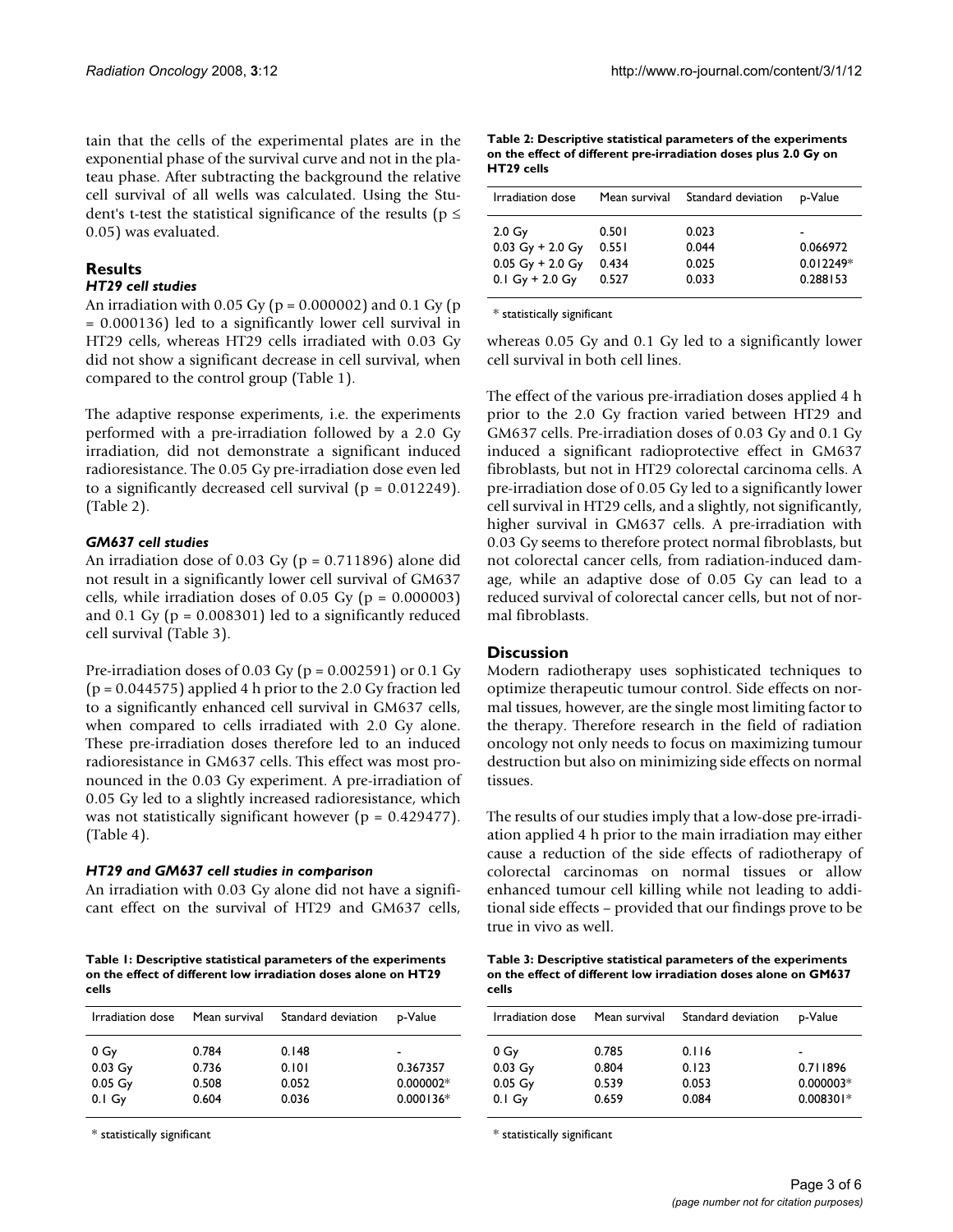tain that the cells of the experimental plates are in the exponential phase of the survival curve and not in the plateau phase. After subtracting the background the relative cell survival of all wells was calculated. Using the Student's t-test the statistical significance of the results ($p \leq 0.05$) was evaluated.

## Results

### HT29 cell studies

An irradiation with 0.05 Gy ($p = 0.000002$) and 0.1 Gy ($p = 0.000136$) led to a significantly lower cell survival in HT29 cells, whereas HT29 cells irradiated with 0.03 Gy did not show a significant decrease in cell survival, when compared to the control group (Table 1).

The adaptive response experiments, i.e. the experiments performed with a pre-irradiation followed by a 2.0 Gy irradiation, did not demonstrate a significant induced radioresistance. The 0.05 Gy pre-irradiation dose even led to a significantly decreased cell survival ($p = 0.012249$). (Table 2).

### GM637 cell studies

An irradiation dose of 0.03 Gy ($p = 0.711896$) alone did not result in a significantly lower cell survival of GM637 cells, while irradiation doses of 0.05 Gy ($p = 0.000003$) and 0.1 Gy ($p = 0.008301$) led to a significantly reduced cell survival (Table 3).

Pre-irradiation doses of 0.03 Gy ($p = 0.002591$) or 0.1 Gy ($p = 0.044575$) applied 4 h prior to the 2.0 Gy fraction led to a significantly enhanced cell survival in GM637 cells, when compared to cells irradiated with 2.0 Gy alone. These pre-irradiation doses therefore led to an induced radioresistance in GM637 cells. This effect was most pronounced in the 0.03 Gy experiment. A pre-irradiation of 0.05 Gy led to a slightly increased radioresistance, which was not statistically significant however ($p = 0.429477$). (Table 4).

### HT29 and GM637 cell studies in comparison

An irradiation with 0.03 Gy alone did not have a significant effect on the survival of HT29 and GM637 cells, whereas 0.05 Gy and 0.1 Gy led to a significantly lower cell survival in both cell lines.

The effect of the various pre-irradiation doses applied 4 h prior to the 2.0 Gy fraction varied between HT29 and GM637 cells. Pre-irradiation doses of 0.03 Gy and 0.1 Gy induced a significant radioprotective effect in GM637 fibroblasts, but not in HT29 colorectal carcinoma cells. A pre-irradiation dose of 0.05 Gy led to a significantly lower cell survival in HT29 cells, and a slightly, not significantly, higher survival in GM637 cells. A pre-irradiation with 0.03 Gy seems to therefore protect normal fibroblasts, but not colorectal cancer cells, from radiation-induced damage, while an adaptive dose of 0.05 Gy can lead to a reduced survival of colorectal cancer cells, but not of normal fibroblasts.

**Table 1: Descriptive statistical parameters of the experiments on the effect of different low irradiation doses alone on HT29 cells**

| Irradiation dose | Mean survival | Standard deviation | p-Value |
|---|---|---|---|
| 0 Gy | 0.784 | 0.148 | - |
| 0.03 Gy | 0.736 | 0.101 | 0.367357 |
| 0.05 Gy | 0.508 | 0.052 | 0.000002* |
| 0.1 Gy | 0.604 | 0.036 | 0.000136* |

* statistically significant

**Table 2: Descriptive statistical parameters of the experiments on the effect of different pre-irradiation doses plus 2.0 Gy on HT29 cells**

| Irradiation dose | Mean survival | Standard deviation | p-Value |
|---|---|---|---|
| 2.0 Gy | 0.501 | 0.023 | - |
| 0.03 Gy + 2.0 Gy | 0.551 | 0.044 | 0.066972 |
| 0.05 Gy + 2.0 Gy | 0.434 | 0.025 | 0.012249* |
| 0.1 Gy + 2.0 Gy | 0.527 | 0.033 | 0.288153 |

* statistically significant

## Discussion

Modern radiotherapy uses sophisticated techniques to optimize therapeutic tumour control. Side effects on normal tissues, however, are the single most limiting factor to the therapy. Therefore research in the field of radiation oncology not only needs to focus on maximizing tumour destruction but also on minimizing side effects on normal tissues.

The results of our studies imply that a low-dose pre-irradiation applied 4 h prior to the main irradiation may either cause a reduction of the side effects of radiotherapy of colorectal carcinomas on normal tissues or allow enhanced tumour cell killing while not leading to additional side effects – provided that our findings prove to be true in vivo as well.

**Table 3: Descriptive statistical parameters of the experiments on the effect of different low irradiation doses alone on GM637 cells**

| Irradiation dose | Mean survival | Standard deviation | p-Value |
|---|---|---|---|
| 0 Gy | 0.785 | 0.116 | - |
| 0.03 Gy | 0.804 | 0.123 | 0.711896 |
| 0.05 Gy | 0.539 | 0.053 | 0.000003* |
| 0.1 Gy | 0.659 | 0.084 | 0.008301* |

* statistically significant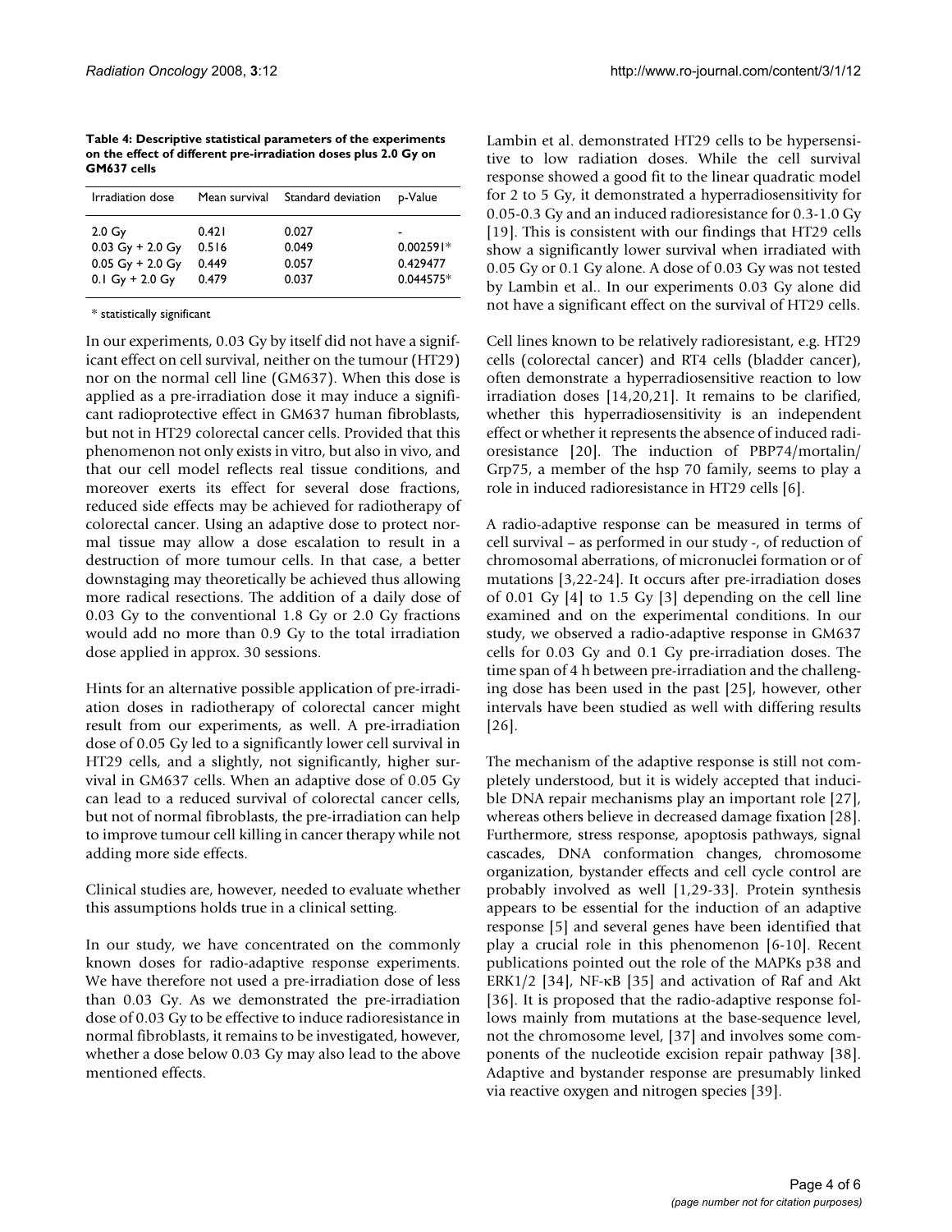**Table 4: Descriptive statistical parameters of the experiments on the effect of different pre-irradiation doses plus 2.0 Gy on GM637 cells**

| Irradiation dose | Mean survival | Standard deviation | p-Value |
| --- | --- | --- | --- |
| 2.0 Gy | 0.421 | 0.027 | - |
| 0.03 Gy + 2.0 Gy | 0.516 | 0.049 | 0.002591* |
| 0.05 Gy + 2.0 Gy | 0.449 | 0.057 | 0.429477 |
| 0.1 Gy + 2.0 Gy | 0.479 | 0.037 | 0.044575* |

* statistically significant

In our experiments, 0.03 Gy by itself did not have a significant effect on cell survival, neither on the tumour (HT29) nor on the normal cell line (GM637). When this dose is applied as a pre-irradiation dose it may induce a significant radioprotective effect in GM637 human fibroblasts, but not in HT29 colorectal cancer cells. Provided that this phenomenon not only exists in vitro, but also in vivo, and that our cell model reflects real tissue conditions, and moreover exerts its effect for several dose fractions, reduced side effects may be achieved for radiotherapy of colorectal cancer. Using an adaptive dose to protect normal tissue may allow a dose escalation to result in a destruction of more tumour cells. In that case, a better downstaging may theoretically be achieved thus allowing more radical resections. The addition of a daily dose of 0.03 Gy to the conventional 1.8 Gy or 2.0 Gy fractions would add no more than 0.9 Gy to the total irradiation dose applied in approx. 30 sessions.

Hints for an alternative possible application of pre-irradiation doses in radiotherapy of colorectal cancer might result from our experiments, as well. A pre-irradiation dose of 0.05 Gy led to a significantly lower cell survival in HT29 cells, and a slightly, not significantly, higher survival in GM637 cells. When an adaptive dose of 0.05 Gy can lead to a reduced survival of colorectal cancer cells, but not of normal fibroblasts, the pre-irradiation can help to improve tumour cell killing in cancer therapy while not adding more side effects.

Clinical studies are, however, needed to evaluate whether this assumptions holds true in a clinical setting.

In our study, we have concentrated on the commonly known doses for radio-adaptive response experiments. We have therefore not used a pre-irradiation dose of less than 0.03 Gy. As we demonstrated the pre-irradiation dose of 0.03 Gy to be effective to induce radioresistance in normal fibroblasts, it remains to be investigated, however, whether a dose below 0.03 Gy may also lead to the above mentioned effects.

Lambin et al. demonstrated HT29 cells to be hypersensitive to low radiation doses. While the cell survival response showed a good fit to the linear quadratic model for 2 to 5 Gy, it demonstrated a hyperradiosensitivity for 0.05-0.3 Gy and an induced radioresistance for 0.3-1.0 Gy [19]. This is consistent with our findings that HT29 cells show a significantly lower survival when irradiated with 0.05 Gy or 0.1 Gy alone. A dose of 0.03 Gy was not tested by Lambin et al.. In our experiments 0.03 Gy alone did not have a significant effect on the survival of HT29 cells.

Cell lines known to be relatively radioresistant, e.g. HT29 cells (colorectal cancer) and RT4 cells (bladder cancer), often demonstrate a hyperradiosensitive reaction to low irradiation doses [14,20,21]. It remains to be clarified, whether this hyperradiosensitivity is an independent effect or whether it represents the absence of induced radioresistance [20]. The induction of PBP74/mortalin/Grp75, a member of the hsp 70 family, seems to play a role in induced radioresistance in HT29 cells [6].

A radio-adaptive response can be measured in terms of cell survival – as performed in our study -, of reduction of chromosomal aberrations, of micronuclei formation or of mutations [3,22-24]. It occurs after pre-irradiation doses of 0.01 Gy [4] to 1.5 Gy [3] depending on the cell line examined and on the experimental conditions. In our study, we observed a radio-adaptive response in GM637 cells for 0.03 Gy and 0.1 Gy pre-irradiation doses. The time span of 4 h between pre-irradiation and the challenging dose has been used in the past [25], however, other intervals have been studied as well with differing results [26].

The mechanism of the adaptive response is still not completely understood, but it is widely accepted that inducible DNA repair mechanisms play an important role [27], whereas others believe in decreased damage fixation [28]. Furthermore, stress response, apoptosis pathways, signal cascades, DNA conformation changes, chromosome organization, bystander effects and cell cycle control are probably involved as well [1,29-33]. Protein synthesis appears to be essential for the induction of an adaptive response [5] and several genes have been identified that play a crucial role in this phenomenon [6-10]. Recent publications pointed out the role of the MAPKs p38 and ERK1/2 [34], NF-κB [35] and activation of Raf and Akt [36]. It is proposed that the radio-adaptive response follows mainly from mutations at the base-sequence level, not the chromosome level, [37] and involves some components of the nucleotide excision repair pathway [38]. Adaptive and bystander response are presumably linked via reactive oxygen and nitrogen species [39].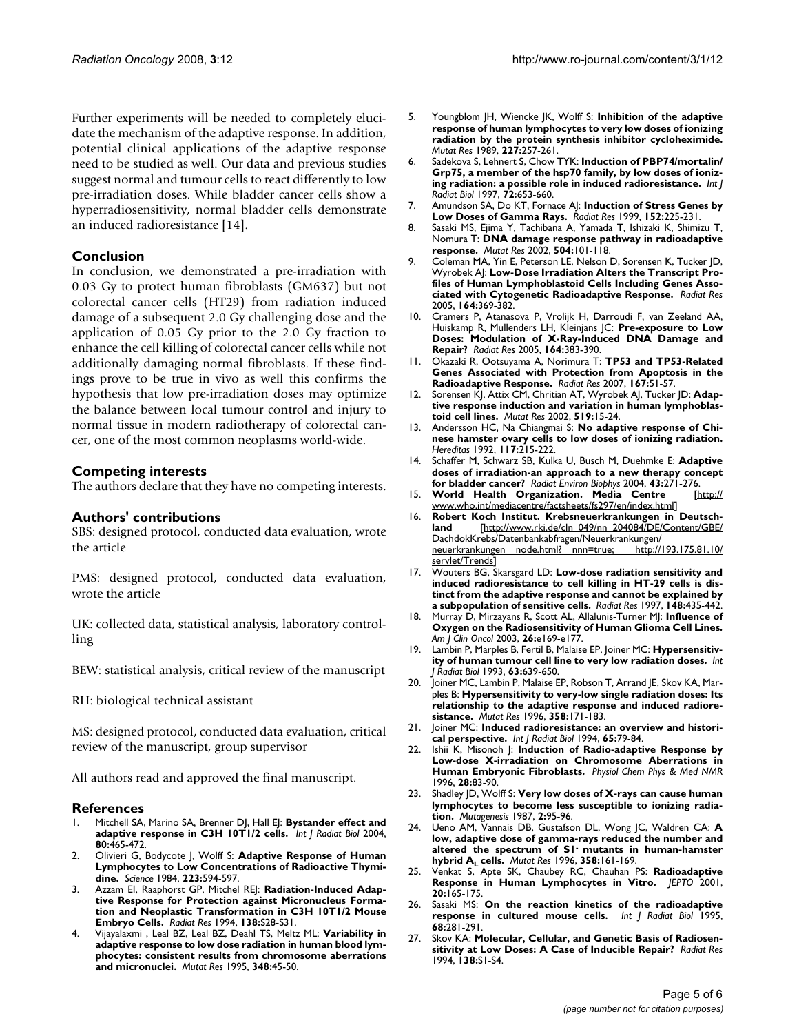Further experiments will be needed to completely elucidate the mechanism of the adaptive response. In addition, potential clinical applications of the adaptive response need to be studied as well. Our data and previous studies suggest normal and tumour cells to react differently to low pre-irradiation doses. While bladder cancer cells show a hyperradiosensitivity, normal bladder cells demonstrate an induced radioresistance [14].

## Conclusion

In conclusion, we demonstrated a pre-irradiation with 0.03 Gy to protect human fibroblasts (GM637) but not colorectal cancer cells (HT29) from radiation induced damage of a subsequent 2.0 Gy challenging dose and the application of 0.05 Gy prior to the 2.0 Gy fraction to enhance the cell killing of colorectal cancer cells while not additionally damaging normal fibroblasts. If these findings prove to be true in vivo as well this confirms the hypothesis that low pre-irradiation doses may optimize the balance between local tumour control and injury to normal tissue in modern radiotherapy of colorectal cancer, one of the most common neoplasms world-wide.

## Competing interests

The authors declare that they have no competing interests.

## Authors' contributions

SBS: designed protocol, conducted data evaluation, wrote the article

PMS: designed protocol, conducted data evaluation, wrote the article

UK: collected data, statistical analysis, laboratory controlling

BEW: statistical analysis, critical review of the manuscript

RH: biological technical assistant

MS: designed protocol, conducted data evaluation, critical review of the manuscript, group supervisor

All authors read and approved the final manuscript.

## References

1. Mitchell SA, Marino SA, Brenner DJ, Hall EJ: **Bystander effect and adaptive response in C3H 10T1/2 cells.** *Int J Radiat Biol* 2004, **80:**465-472.
2. Olivieri G, Bodycote J, Wolff S: **Adaptive Response of Human Lymphocytes to Low Concentrations of Radioactive Thymidine.** *Science* 1984, **223:**594-597.
3. Azzam EI, Raaphorst GP, Mitchel REJ: **Radiation-Induced Adaptive Response for Protection against Micronucleus Formation and Neoplastic Transformation in C3H 10T1/2 Mouse Embryo Cells.** *Radiat Res* 1994, **138:**S28-S31.
4. Vijayalaxmi , Leal BZ, Leal BZ, Deahl TS, Meltz ML: **Variability in adaptive response to low dose radiation in human blood lymphocytes: consistent results from chromosome aberrations and micronuclei.** *Mutat Res* 1995, **348:**45-50.
5. Youngblom JH, Wiencke JK, Wolff S: **Inhibition of the adaptive response of human lymphocytes to very low doses of ionizing radiation by the protein synthesis inhibitor cycloheximide.** *Mutat Res* 1989, **227:**257-261.
6. Sadekova S, Lehnert S, Chow TYK: **Induction of PBP74/mortalin/Grp75, a member of the hsp70 family, by low doses of ionizing radiation: a possible role in induced radioresistance.** *Int J Radiat Biol* 1997, **72:**653-660.
7. Amundson SA, Do KT, Fornace AJ: **Induction of Stress Genes by Low Doses of Gamma Rays.** *Radiat Res* 1999, **152:**225-231.
8. Sasaki MS, Ejima Y, Tachibana A, Yamada T, Ishizaki K, Shimizu T, Nomura T: **DNA damage response pathway in radioadaptive response.** *Mutat Res* 2002, **504:**101-118.
9. Coleman MA, Yin E, Peterson LE, Nelson D, Sorensen K, Tucker JD, Wyrobek AJ: **Low-Dose Irradiation Alters the Transcript Profiles of Human Lymphoblastoid Cells Including Genes Associated with Cytogenetic Radioadaptive Response.** *Radiat Res* 2005, **164:**369-382.
10. Cramers P, Atanasova P, Vrolijk H, Darroudi F, van Zeeland AA, Huiskamp R, Mullenders LH, Kleinjans JC: **Pre-exposure to Low Doses: Modulation of X-Ray-Induced DNA Damage and Repair?** *Radiat Res* 2005, **164:**383-390.
11. Okazaki R, Ootsuyama A, Norimura T: **TP53 and TP53-Related Genes Associated with Protection from Apoptosis in the Radioadaptive Response.** *Radiat Res* 2007, **167:**51-57.
12. Sorensen KJ, Attix CM, Chritian AT, Wyrobek AJ, Tucker JD: **Adaptive response induction and variation in human lymphoblastoid cell lines.** *Mutat Res* 2002, **519:**15-24.
13. Andersson HC, Na Chiangmai S: **No adaptive response of Chinese hamster ovary cells to low doses of ionizing radiation.** *Hereditas* 1992, **117:**215-222.
14. Schaffer M, Schwarz SB, Kulka U, Busch M, Duehmke E: **Adaptive doses of irradiation-an approach to a new therapy concept for bladder cancer?** *Radiat Environ Biophys* 2004, **43:**271-276.
15. **World Health Organization. Media Centre** [http://www.who.int/mediacentre/factsheets/fs297/en/index.html]
16. **Robert Koch Institut. Krebsneuerkrankungen in Deutschland** [http://www.rki.de/cln_049/nn_204084/DE/Content/GBE/DachdokKrebs/Datenbankabfragen/Neuerkrankungen/neuerkrankungen__node.html?__nnn=true; http://193.175.81.10/servlet/Trends]
17. Wouters BG, Skarsgard LD: **Low-dose radiation sensitivity and induced radioresistance to cell killing in HT-29 cells is distinct from the adaptive response and cannot be explained by a subpopulation of sensitive cells.** *Radiat Res* 1997, **148:**435-442.
18. Murray D, Mirzayans R, Scott AL, Allalunis-Turner MJ: **Influence of Oxygen on the Radiosensitivity of Human Glioma Cell Lines.** *Am J Clin Oncol* 2003, **26:**e169-e177.
19. Lambin P, Marples B, Fertil B, Malaise EP, Joiner MC: **Hypersensitivity of human tumour cell line to very low radiation doses.** *Int J Radiat Biol* 1993, **63:**639-650.
20. Joiner MC, Lambin P, Malaise EP, Robson T, Arrand JE, Skov KA, Marples B: **Hypersensitivity to very-low single radiation doses: Its relationship to the adaptive response and induced radioresistance.** *Mutat Res* 1996, **358:**171-183.
21. Joiner MC: **Induced radioresistance: an overview and historical perspective.** *Int J Radiat Biol* 1994, **65:**79-84.
22. Ishii K, Misonoh J: **Induction of Radio-adaptive Response by Low-dose X-irradiation on Chromosome Aberrations in Human Embryonic Fibroblasts.** *Physiol Chem Phys & Med NMR* 1996, **28:**83-90.
23. Shadley JD, Wolff S: **Very low doses of X-rays can cause human lymphocytes to become less susceptible to ionizing radiation.** *Mutagenesis* 1987, **2:**95-96.
24. Ueno AM, Vannais DB, Gustafson DL, Wong JC, Waldren CA: **A low, adaptive dose of gamma-rays reduced the number and altered the spectrum of S1⁻ mutants in human-hamster hybrid $A_L$ cells.** *Mutat Res* 1996, **358:**161-169.
25. Venkat S, Apte SK, Chaubey RC, Chauhan PS: **Radioadaptive Response in Human Lymphocytes in Vitro.** *JEPTO* 2001, **20:**165-175.
26. Sasaki MS: **On the reaction kinetics of the radioadaptive response in cultured mouse cells.** *Int J Radiat Biol* 1995, **68:**281-291.
27. Skov KA: **Molecular, Cellular, and Genetic Basis of Radiosensitivity at Low Doses: A Case of Inducible Repair?** *Radiat Res* 1994, **138:**S1-S4.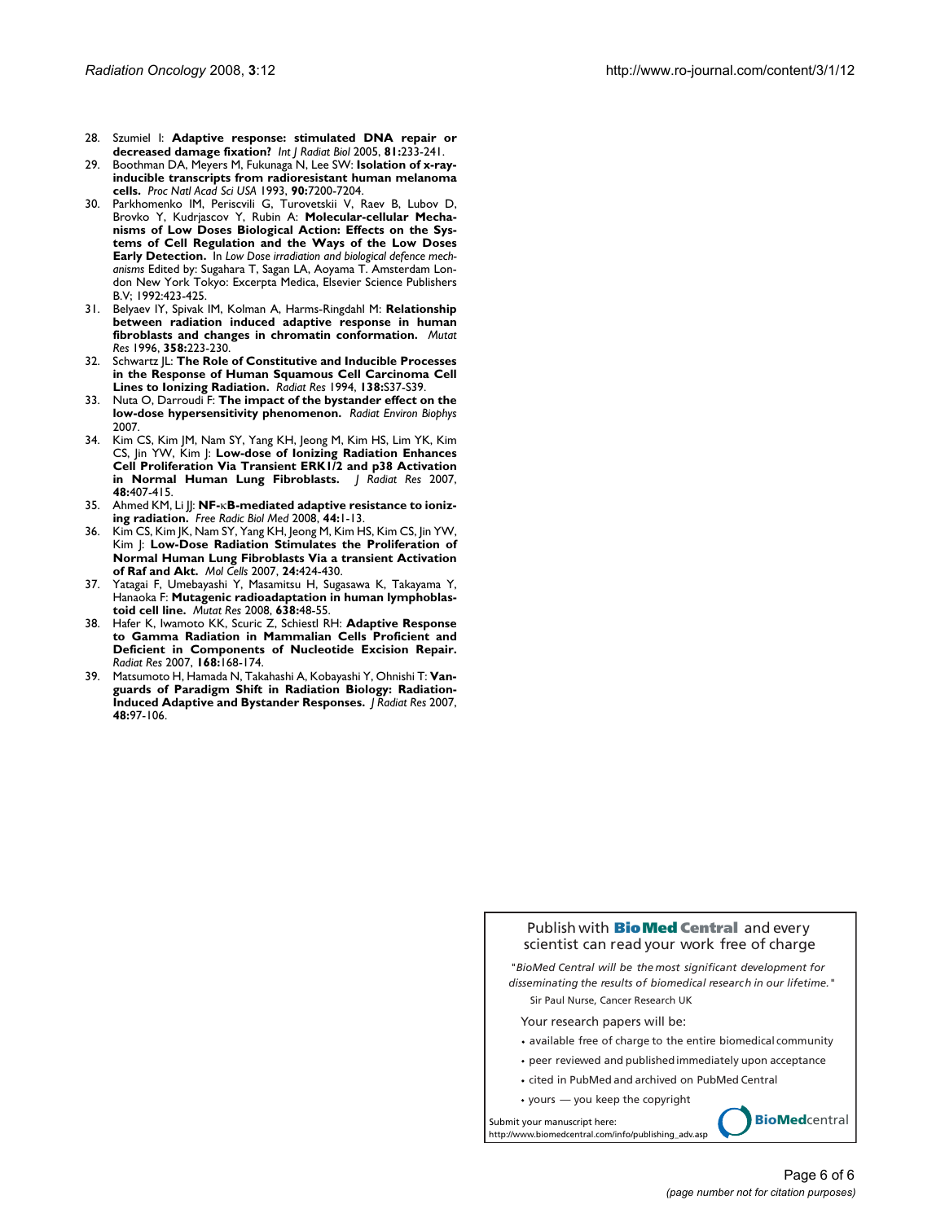28. Szumiel I: **Adaptive response: stimulated DNA repair or decreased damage fixation?** *Int J Radiat Biol* 2005, **81:**233-241.
29. Boothman DA, Meyers M, Fukunaga N, Lee SW: **Isolation of x-ray-inducible transcripts from radioresistant human melanoma cells.** *Proc Natl Acad Sci USA* 1993, **90:**7200-7204.
30. Parkhomenko IM, Periscvili G, Turovetskii V, Raev B, Lubov D, Brovko Y, Kudrjascov Y, Rubin A: **Molecular-cellular Mechanisms of Low Doses Biological Action: Effects on the Systems of Cell Regulation and the Ways of the Low Doses Early Detection.** In *Low Dose irradiation and biological defence mechanisms* Edited by: Sugahara T, Sagan LA, Aoyama T. Amsterdam London New York Tokyo: Excerpta Medica, Elsevier Science Publishers B.V; 1992:423-425.
31. Belyaev IY, Spivak IM, Kolman A, Harms-Ringdahl M: **Relationship between radiation induced adaptive response in human fibroblasts and changes in chromatin conformation.** *Mutat Res* 1996, **358:**223-230.
32. Schwartz JL: **The Role of Constitutive and Inducible Processes in the Response of Human Squamous Cell Carcinoma Cell Lines to Ionizing Radiation.** *Radiat Res* 1994, **138:**S37-S39.
33. Nuta O, Darroudi F: **The impact of the bystander effect on the low-dose hypersensitivity phenomenon.** *Radiat Environ Biophys* 2007.
34. Kim CS, Kim JM, Nam SY, Yang KH, Jeong M, Kim HS, Lim YK, Kim CS, Jin YW, Kim J: **Low-dose of Ionizing Radiation Enhances Cell Proliferation Via Transient ERK1/2 and p38 Activation in Normal Human Lung Fibroblasts.** *J Radiat Res* 2007, **48:**407-415.
35. Ahmed KM, Li JJ: **NF-κB-mediated adaptive resistance to ionizing radiation.** *Free Radic Biol Med* 2008, **44:**1-13.
36. Kim CS, Kim JK, Nam SY, Yang KH, Jeong M, Kim HS, Kim CS, Jin YW, Kim J: **Low-Dose Radiation Stimulates the Proliferation of Normal Human Lung Fibroblasts Via a transient Activation of Raf and Akt.** *Mol Cells* 2007, **24:**424-430.
37. Yatagai F, Umebayashi Y, Masamitsu H, Sugasawa K, Takayama Y, Hanaoka F: **Mutagenic radioadaptation in human lymphoblastoid cell line.** *Mutat Res* 2008, **638:**48-55.
38. Hafer K, Iwamoto KK, Scuric Z, Schiestl RH: **Adaptive Response to Gamma Radiation in Mammalian Cells Proficient and Deficient in Components of Nucleotide Excision Repair.** *Radiat Res* 2007, **168:**168-174.
39. Matsumoto H, Hamada N, Takahashi A, Kobayashi Y, Ohnishi T: **Vanguards of Paradigm Shift in Radiation Biology: Radiation-Induced Adaptive and Bystander Responses.** *J Radiat Res* 2007, **48:**97-106.

Publish with **BioMed Central** and every scientist can read your work free of charge

*"BioMed Central will be the most significant development for disseminating the results of biomedical research in our lifetime."*

Sir Paul Nurse, Cancer Research UK

Your research papers will be:

- available free of charge to the entire biomedical community
- peer reviewed and published immediately upon acceptance
- cited in PubMed and archived on PubMed Central
- yours — you keep the copyright

Submit your manuscript here:
http://www.biomedcentral.com/info/publishing_adv.asp

**BioMed**central